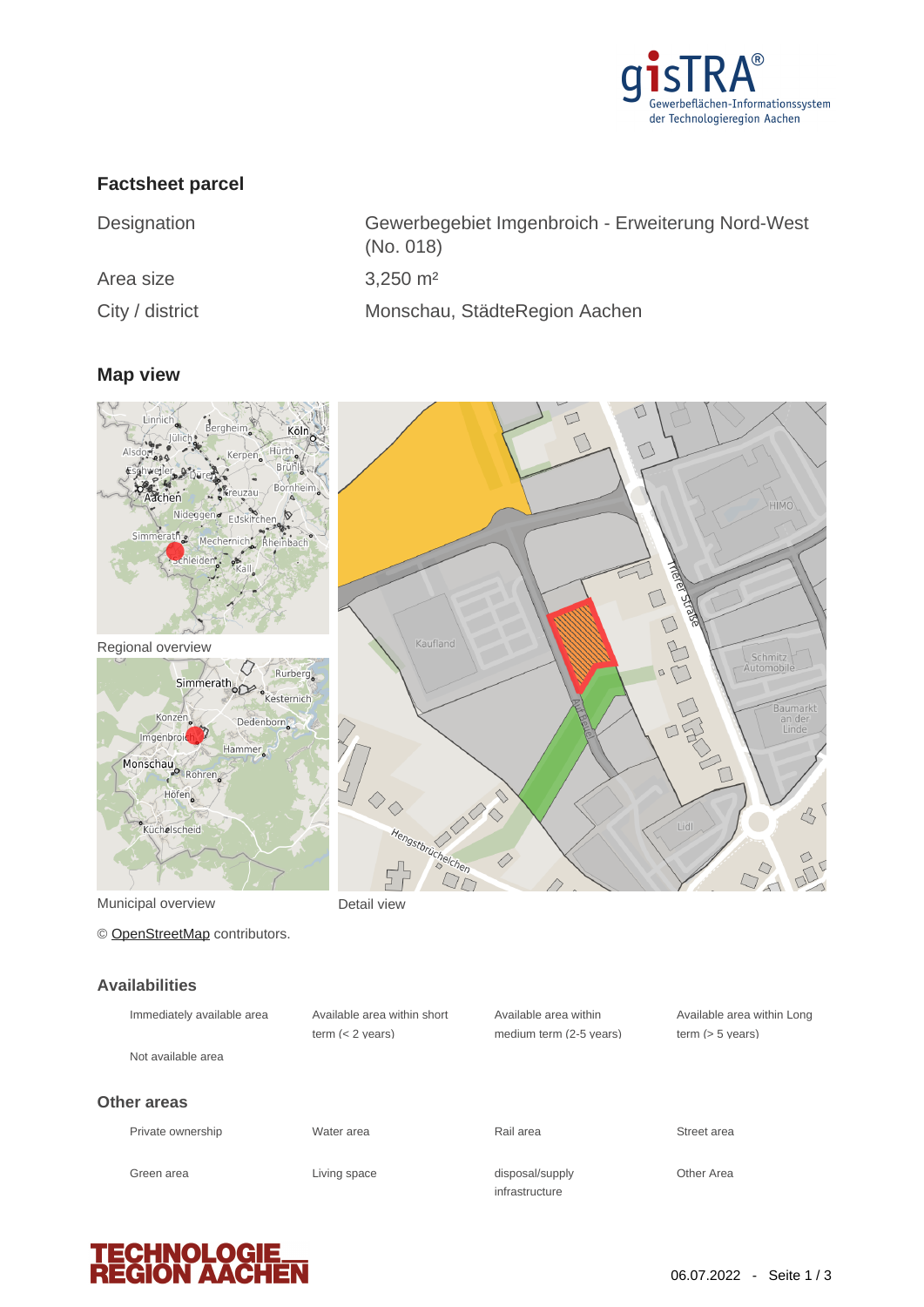## Factsheet parcel

| | |
|---|---|
| Designation | Gewerbegebiet Imgenbroich - Erweiterung Nord-West (No. 018) |
| Area size | 3,250 m² |
| City / district | Monschau, StädteRegion Aachen |

## Map view

Regional overview

Municipal overview

Detail view

© OpenStreetMap contributors.

## Availabilities

| | | | |
|---|---|---|---|
| Immediately available area | Available area within short term (< 2 years) | Available area within medium term (2-5 years) | Available area within Long term (> 5 years) |
| Not available area | | | |

## Other areas

| | | | |
|---|---|---|---|
| Private ownership | Water area | Rail area | Street area |
| Green area | Living space | disposal/supply infrastructure | Other Area |

06.07.2022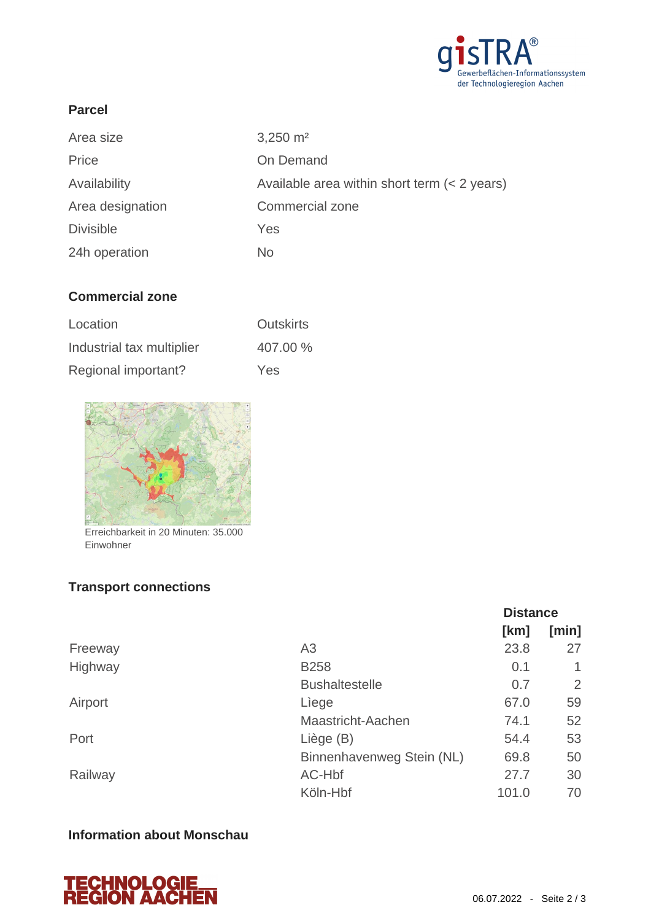### Parcel

| | |
|---|---|
| Area size | 3,250 m² |
| Price | On Demand |
| Availability | Available area within short term (< 2 years) |
| Area designation | Commercial zone |
| Divisible | Yes |
| 24h operation | No |

### Commercial zone

| | |
|---|---|
| Location | Outskirts |
| Industrial tax multiplier | 407.00 % |
| Regional important? | Yes |

Erreichbarkeit in 20 Minuten: 35.000 Einwohner

### Transport connections

| | | Distance | |
|---|---|---|---|
| | | [km] | [min] |
| Freeway | A3 | 23.8 | 27 |
| Highway | B258 | 0.1 | 1 |
| | Bushaltestelle | 0.7 | 2 |
| Airport | Lìege | 67.0 | 59 |
| | Maastricht-Aachen | 74.1 | 52 |
| Port | Liège (B) | 54.4 | 53 |
| | Binnenhavenweg Stein (NL) | 69.8 | 50 |
| Railway | AC-Hbf | 27.7 | 30 |
| | Köln-Hbf | 101.0 | 70 |

### Information about Monschau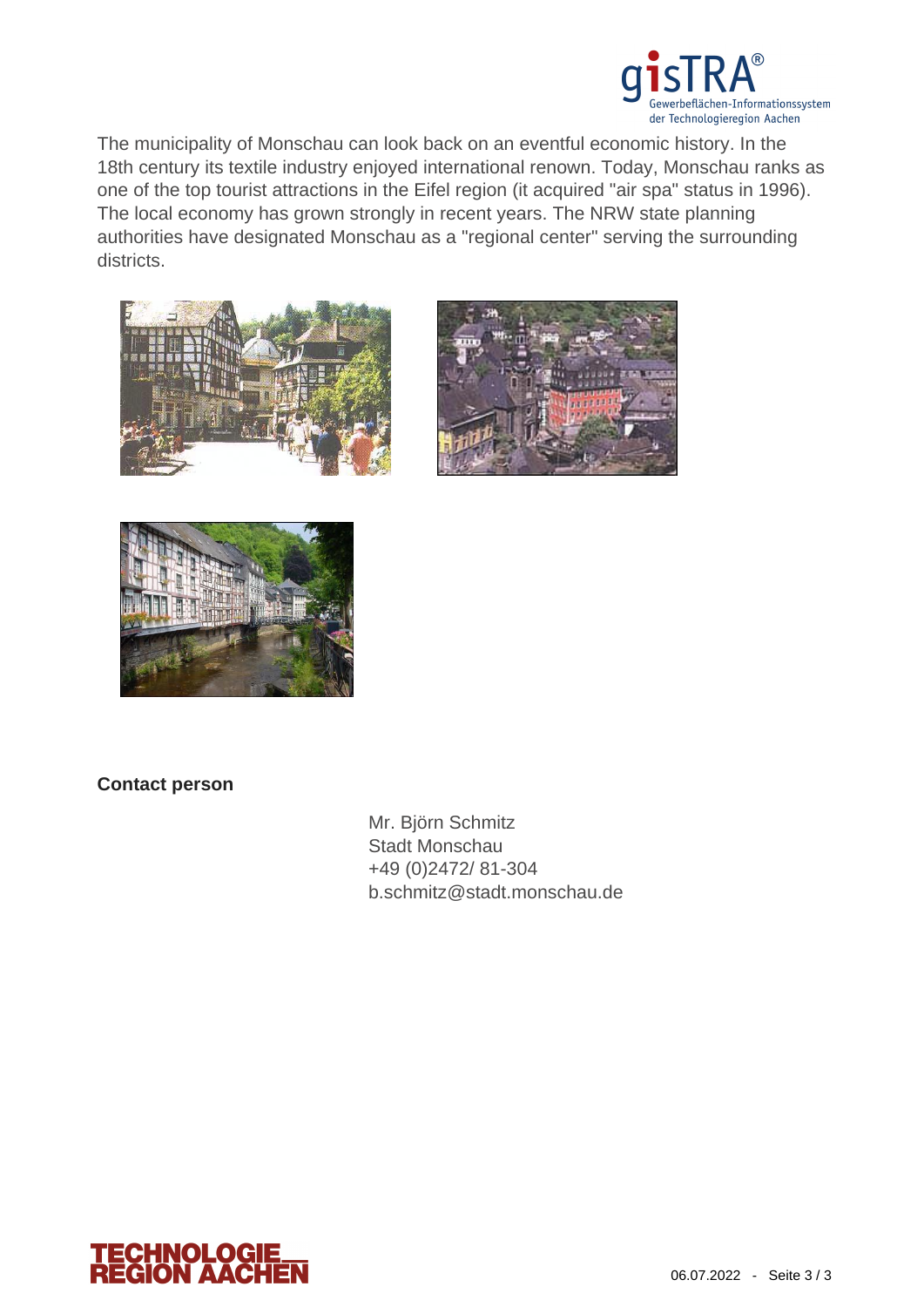The municipality of Monschau can look back on an eventful economic history. In the 18th century its textile industry enjoyed international renown. Today, Monschau ranks as one of the top tourist attractions in the Eifel region (it acquired "air spa" status in 1996). The local economy has grown strongly in recent years. The NRW state planning authorities have designated Monschau as a "regional center" serving the surrounding districts.

**Contact person**

Mr. Björn Schmitz
Stadt Monschau
+49 (0)2472/ 81-304
b.schmitz@stadt.monschau.de